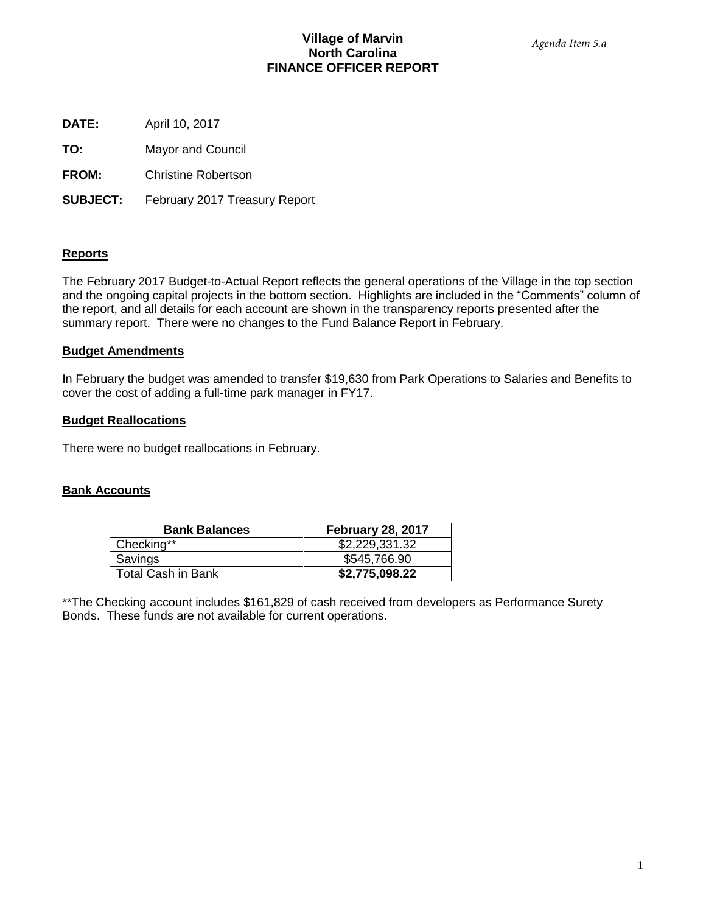*Agenda Item 5.a*

# Village of Marvin
# North Carolina
# FINANCE OFFICER REPORT

**DATE:** April 10, 2017

**TO:** Mayor and Council

**FROM:** Christine Robertson

**SUBJECT:** February 2017 Treasury Report

## Reports

The February 2017 Budget-to-Actual Report reflects the general operations of the Village in the top section and the ongoing capital projects in the bottom section. Highlights are included in the "Comments" column of the report, and all details for each account are shown in the transparency reports presented after the summary report. There were no changes to the Fund Balance Report in February.

## Budget Amendments

In February the budget was amended to transfer $19,630 from Park Operations to Salaries and Benefits to cover the cost of adding a full-time park manager in FY17.

## Budget Reallocations

There were no budget reallocations in February.

## Bank Accounts

| Bank Balances | February 28, 2017 |
|---|---|
| Checking** | $2,229,331.32 |
| Savings | $545,766.90 |
| Total Cash in Bank | **$2,775,098.22** |

**The Checking account includes $161,829 of cash received from developers as Performance Surety Bonds. These funds are not available for current operations.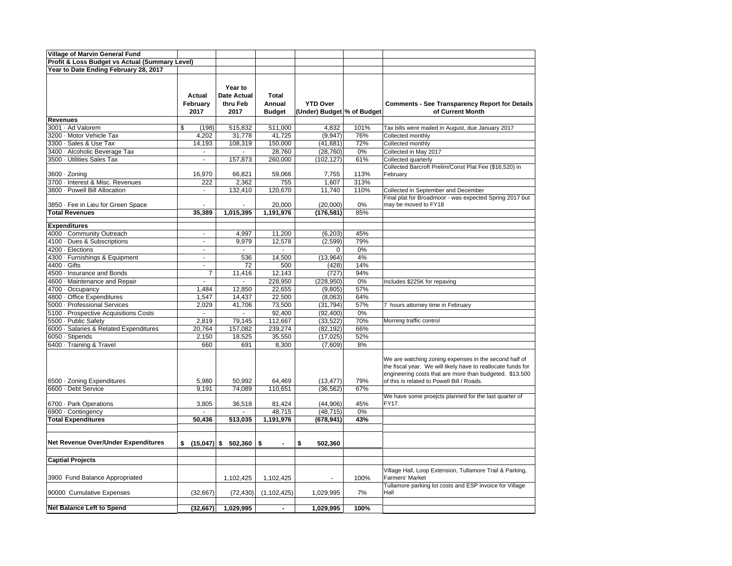| Village of Marvin General Fund | | | | | | |
|---|---|---|---|---|---|---|
| Profit & Loss Budget vs Actual (Summary Level) | | | | | | |
| Year to Date Ending February 28, 2017 | | | | | | |
| | **Actual February 2017** | **Year to Date Actual thru Feb 2017** | **Total Annual Budget** | **YTD Over (Under) Budget** | **% of Budget** | **Comments - See Transparency Report for Details of Current Month** |
| **Revenues** | | | | | | |
| 3001 · Ad Valorem | $ (198) | 515,832 | 511,000 | 4,832 | 101% | Tax bills were mailed in August, due January 2017 |
| 3200 · Motor Vehicle Tax | 4,202 | 31,778 | 41,725 | (9,947) | 76% | Collected monthly |
| 3300 · Sales & Use Tax | 14,193 | 108,319 | 150,000 | (41,681) | 72% | Collected monthly |
| 3400 · Alcoholic Beverage Tax | - | - | 28,760 | (28,760) | 0% | Collected in May 2017 |
| 3500 · Utilities Sales Tax | - | 157,873 | 260,000 | (102,127) | 61% | Collected quarterly |
| 3600 · Zoning | 16,970 | 66,821 | 59,066 | 7,755 | 113% | Collected Barcroft Prelim/Const Plat Fee ($16,520) in February |
| 3700 · Interest & Misc. Revenues | 222 | 2,362 | 755 | 1,607 | 313% | |
| 3800 · Powell Bill Allocation | - | 132,410 | 120,670 | 11,740 | 110% | Collected in September and December |
| 3850 · Fee in Lieu for Green Space | - | - | 20,000 | (20,000) | 0% | Final plat for Broadmoor - was expected Spring 2017 but may be moved to FY18 |
| **Total Revenues** | **35,389** | **1,015,395** | **1,191,976** | **(176,581)** | **85%** | |
| **Expenditures** | | | | | | |
| 4000 · Community Outreach | - | 4,997 | 11,200 | (6,203) | 45% | |
| 4100 · Dues & Subscriptions | - | 9,979 | 12,578 | (2,599) | 79% | |
| 4200 · Elections | - | - | - | 0 | 0% | |
| 4300 · Furnishings & Equipment | - | 536 | 14,500 | (13,964) | 4% | |
| 4400 · Gifts | - | 72 | 500 | (428) | 14% | |
| 4500 · Insurance and Bonds | 7 | 11,416 | 12,143 | (727) | 94% | |
| 4600 · Maintenance and Repair | - | - | 228,950 | (228,950) | 0% | Includes $225K for repaving |
| 4700 · Occupancy | 1,484 | 12,850 | 22,655 | (9,805) | 57% | |
| 4800 · Office Expenditures | 1,547 | 14,437 | 22,500 | (8,063) | 64% | |
| 5000 · Professional Services | 2,029 | 41,706 | 73,500 | (31,794) | 57% | 7 hours attorney time in February |
| 5100 · Prospective Acquisitions Costs | - | - | 92,400 | (92,400) | 0% | |
| 5500 · Public Safety | 2,819 | 79,145 | 112,667 | (33,522) | 70% | Morning traffic control |
| 6000 · Salaries & Related Expenditures | 20,764 | 157,082 | 239,274 | (82,192) | 66% | |
| 6050 · Stipends | 2,150 | 18,525 | 35,550 | (17,025) | 52% | |
| 6400 · Training & Travel | 660 | 691 | 8,300 | (7,609) | 8% | |
| 6500 · Zoning Expenditures | 5,980 | 50,992 | 64,469 | (13,477) | 79% | We are watching zoning expenses in the second half of the fiscal year. We will likely have to reallocate funds for engineering costs that are more than budgeted. $13,500 of this is related to Powell Bill / Roads. |
| 6600 · Debt Service | 9,191 | 74,089 | 110,651 | (36,562) | 67% | |
| 6700 · Park Operations | 3,805 | 36,518 | 81,424 | (44,906) | 45% | We have some proejcts planned for the last quarter of FY17. |
| 6900 · Contingency | - | - | 48,715 | (48,715) | 0% | |
| **Total Expenditures** | **50,436** | **513,035** | **1,191,976** | **(678,941)** | **43%** | |
| **Net Revenue Over/Under Expenditures** | **$ (15,047)** | **$ 502,360** | **$ -** | **$ 502,360** | | |
| **Captial Projects** | | | | | | |
| 3900 Fund Balance Appropriated | | 1,102,425 | 1,102,425 | - | 100% | Village Hall, Loop Extension, Tullamore Trail & Parking, Farmers' Market |
| 90000 Cumulative Expenses | (32,667) | (72,430) | (1,102,425) | 1,029,995 | 7% | Tullamore parking lot costs and ESP invoice for Village Hall |
| **Net Balance Left to Spend** | **(32,667)** | **1,029,995** | **-** | **1,029,995** | **100%** | |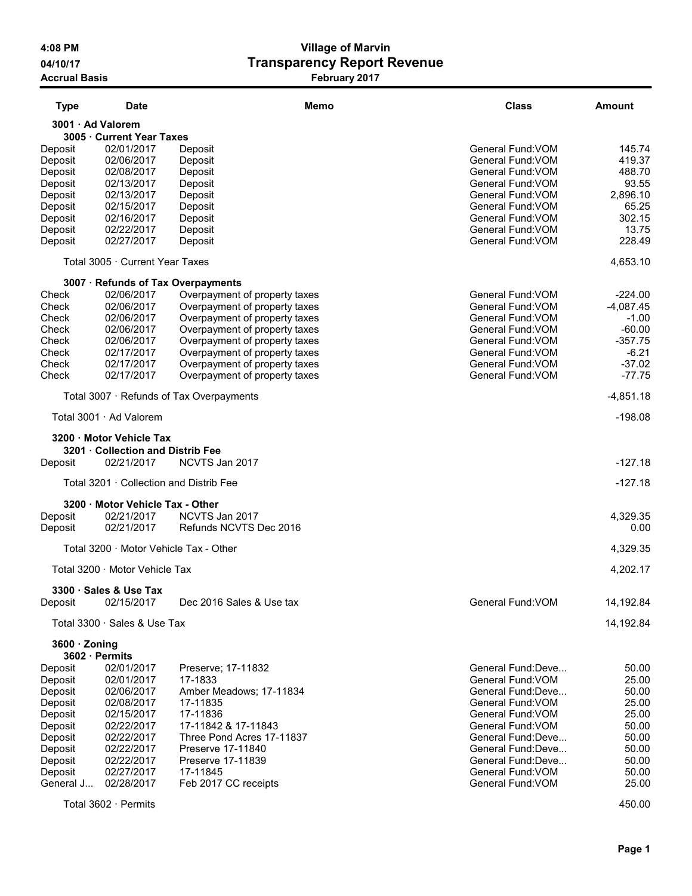# Village of Marvin
## Transparency Report Revenue
### February 2017

4:08 PM
04/10/17
Accrual Basis

| Type | Date | Memo | Class | Amount |
|---|---|---|---|---|
| **3001 · Ad Valorem** | | | | |
| **3005 · Current Year Taxes** | | | | |
| Deposit | 02/01/2017 | Deposit | General Fund:VOM | 145.74 |
| Deposit | 02/06/2017 | Deposit | General Fund:VOM | 419.37 |
| Deposit | 02/08/2017 | Deposit | General Fund:VOM | 488.70 |
| Deposit | 02/13/2017 | Deposit | General Fund:VOM | 93.55 |
| Deposit | 02/13/2017 | Deposit | General Fund:VOM | 2,896.10 |
| Deposit | 02/15/2017 | Deposit | General Fund:VOM | 65.25 |
| Deposit | 02/16/2017 | Deposit | General Fund:VOM | 302.15 |
| Deposit | 02/22/2017 | Deposit | General Fund:VOM | 13.75 |
| Deposit | 02/27/2017 | Deposit | General Fund:VOM | 228.49 |
| Total 3005 · Current Year Taxes | | | | 4,653.10 |
| **3007 · Refunds of Tax Overpayments** | | | | |
| Check | 02/06/2017 | Overpayment of property taxes | General Fund:VOM | -224.00 |
| Check | 02/06/2017 | Overpayment of property taxes | General Fund:VOM | -4,087.45 |
| Check | 02/06/2017 | Overpayment of property taxes | General Fund:VOM | -1.00 |
| Check | 02/06/2017 | Overpayment of property taxes | General Fund:VOM | -60.00 |
| Check | 02/06/2017 | Overpayment of property taxes | General Fund:VOM | -357.75 |
| Check | 02/17/2017 | Overpayment of property taxes | General Fund:VOM | -6.21 |
| Check | 02/17/2017 | Overpayment of property taxes | General Fund:VOM | -37.02 |
| Check | 02/17/2017 | Overpayment of property taxes | General Fund:VOM | -77.75 |
| Total 3007 · Refunds of Tax Overpayments | | | | -4,851.18 |
| Total 3001 · Ad Valorem | | | | -198.08 |
| **3200 · Motor Vehicle Tax** | | | | |
| **3201 · Collection and Distrib Fee** | | | | |
| Deposit | 02/21/2017 | NCVTS Jan 2017 | | -127.18 |
| Total 3201 · Collection and Distrib Fee | | | | -127.18 |
| **3200 · Motor Vehicle Tax - Other** | | | | |
| Deposit | 02/21/2017 | NCVTS Jan 2017 | | 4,329.35 |
| Deposit | 02/21/2017 | Refunds NCVTS Dec 2016 | | 0.00 |
| Total 3200 · Motor Vehicle Tax - Other | | | | 4,329.35 |
| Total 3200 · Motor Vehicle Tax | | | | 4,202.17 |
| **3300 · Sales & Use Tax** | | | | |
| Deposit | 02/15/2017 | Dec 2016 Sales & Use tax | General Fund:VOM | 14,192.84 |
| Total 3300 · Sales & Use Tax | | | | 14,192.84 |
| **3600 · Zoning** | | | | |
| **3602 · Permits** | | | | |
| Deposit | 02/01/2017 | Preserve; 17-11832 | General Fund:Deve... | 50.00 |
| Deposit | 02/01/2017 | 17-1833 | General Fund:VOM | 25.00 |
| Deposit | 02/06/2017 | Amber Meadows; 17-11834 | General Fund:Deve... | 50.00 |
| Deposit | 02/08/2017 | 17-11835 | General Fund:VOM | 25.00 |
| Deposit | 02/15/2017 | 17-11836 | General Fund:VOM | 25.00 |
| Deposit | 02/22/2017 | 17-11842 & 17-11843 | General Fund:VOM | 50.00 |
| Deposit | 02/22/2017 | Three Pond Acres 17-11837 | General Fund:Deve... | 50.00 |
| Deposit | 02/22/2017 | Preserve 17-11840 | General Fund:Deve... | 50.00 |
| Deposit | 02/22/2017 | Preserve 17-11839 | General Fund:Deve... | 50.00 |
| Deposit | 02/27/2017 | 17-11845 | General Fund:VOM | 50.00 |
| General J... | 02/28/2017 | Feb 2017 CC receipts | General Fund:VOM | 25.00 |
| Total 3602 · Permits | | | | 450.00 |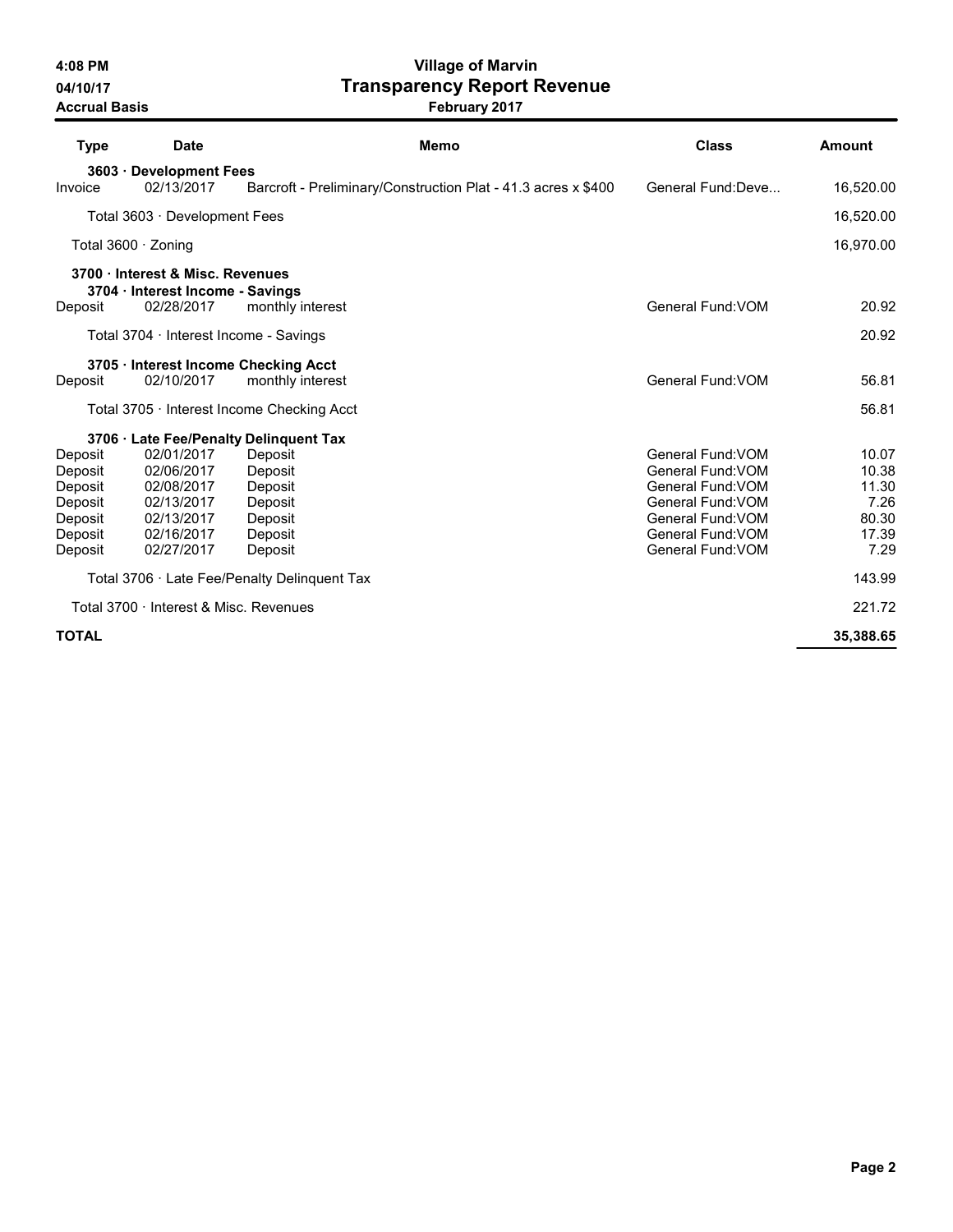**4:08 PM**
**04/10/17**
**Accrual Basis**

# Village of Marvin
## Transparency Report Revenue
### February 2017

| Type | Date | Memo | Class | Amount |
|---|---|---|---|---|
| **3603 · Development Fees** | | | | |
| Invoice | 02/13/2017 | Barcroft - Preliminary/Construction Plat - 41.3 acres x $400 | General Fund:Deve... | 16,520.00 |
| Total 3603 · Development Fees | | | | 16,520.00 |
| Total 3600 · Zoning | | | | 16,970.00 |
| **3700 · Interest & Misc. Revenues** | | | | |
| **3704 · Interest Income - Savings** | | | | |
| Deposit | 02/28/2017 | monthly interest | General Fund:VOM | 20.92 |
| Total 3704 · Interest Income - Savings | | | | 20.92 |
| **3705 · Interest Income Checking Acct** | | | | |
| Deposit | 02/10/2017 | monthly interest | General Fund:VOM | 56.81 |
| Total 3705 · Interest Income Checking Acct | | | | 56.81 |
| **3706 · Late Fee/Penalty Delinquent Tax** | | | | |
| Deposit | 02/01/2017 | Deposit | General Fund:VOM | 10.07 |
| Deposit | 02/06/2017 | Deposit | General Fund:VOM | 10.38 |
| Deposit | 02/08/2017 | Deposit | General Fund:VOM | 11.30 |
| Deposit | 02/13/2017 | Deposit | General Fund:VOM | 7.26 |
| Deposit | 02/13/2017 | Deposit | General Fund:VOM | 80.30 |
| Deposit | 02/16/2017 | Deposit | General Fund:VOM | 17.39 |
| Deposit | 02/27/2017 | Deposit | General Fund:VOM | 7.29 |
| Total 3706 · Late Fee/Penalty Delinquent Tax | | | | 143.99 |
| Total 3700 · Interest & Misc. Revenues | | | | 221.72 |
| **TOTAL** | | | | **35,388.65** |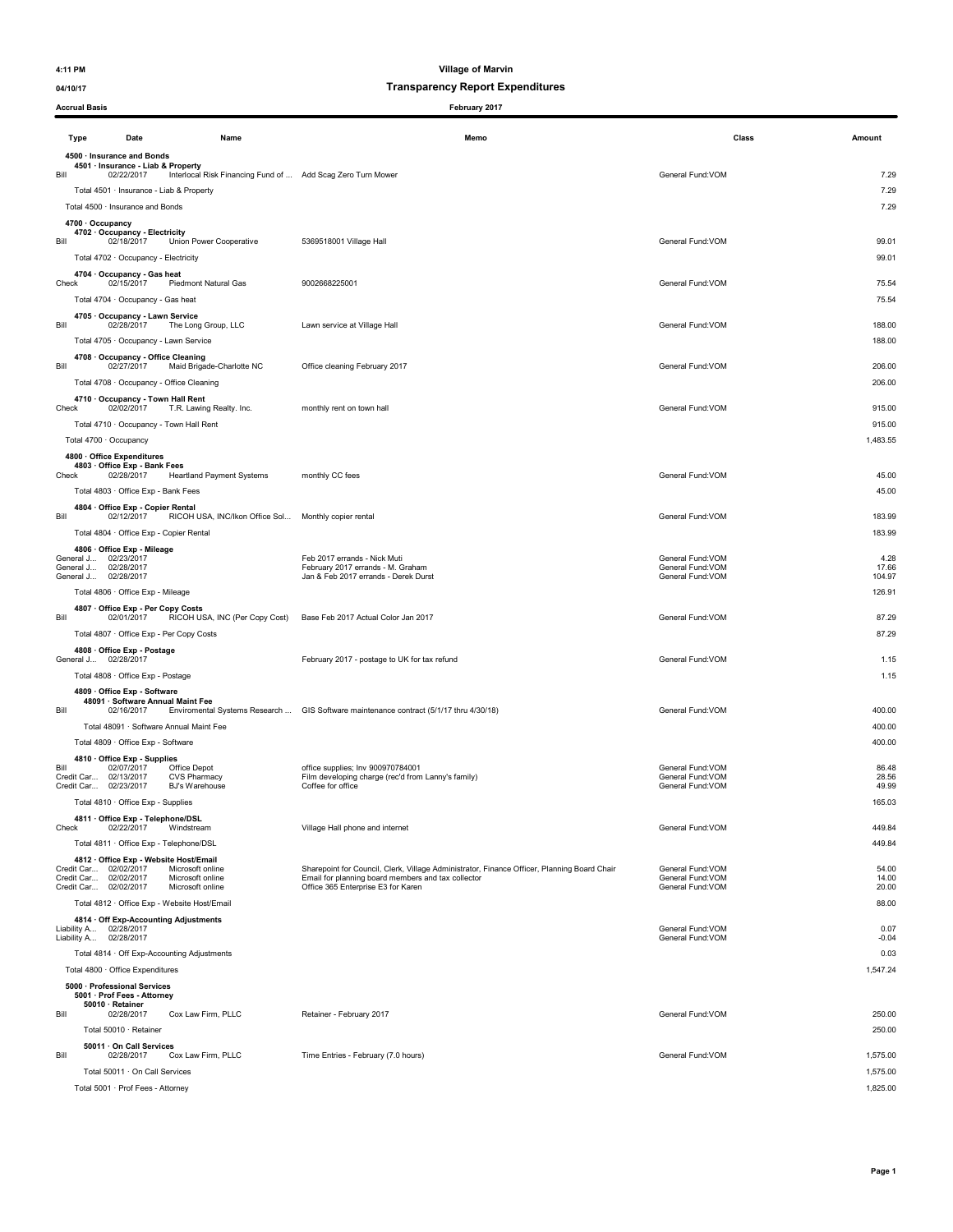4:11 PM

04/10/17

Accrual Basis

# Village of Marvin

## Transparency Report Expenditures

February 2017

| Type | Date | Name | Memo | Class | Amount |
|---|---|---|---|---|---|
| **4500 · Insurance and Bonds** | | | | | |
| **4501 · Insurance - Liab & Property** | | | | | |
| Bill | 02/22/2017 | Interlocal Risk Financing Fund of ... | Add Scag Zero Turn Mower | General Fund:VOM | 7.29 |
| Total 4501 · Insurance - Liab & Property | | | | | 7.29 |
| Total 4500 · Insurance and Bonds | | | | | 7.29 |
| **4700 · Occupancy** | | | | | |
| **4702 · Occupancy - Electricity** | | | | | |
| Bill | 02/18/2017 | Union Power Cooperative | 5369518001 Village Hall | General Fund:VOM | 99.01 |
| Total 4702 · Occupancy - Electricity | | | | | 99.01 |
| **4704 · Occupancy - Gas heat** | | | | | |
| Check | 02/15/2017 | Piedmont Natural Gas | 9002668225001 | General Fund:VOM | 75.54 |
| Total 4704 · Occupancy - Gas heat | | | | | 75.54 |
| **4705 · Occupancy - Lawn Service** | | | | | |
| Bill | 02/28/2017 | The Long Group, LLC | Lawn service at Village Hall | General Fund:VOM | 188.00 |
| Total 4705 · Occupancy - Lawn Service | | | | | 188.00 |
| **4708 · Occupancy - Office Cleaning** | | | | | |
| Bill | 02/27/2017 | Maid Brigade-Charlotte NC | Office cleaning February 2017 | General Fund:VOM | 206.00 |
| Total 4708 · Occupancy - Office Cleaning | | | | | 206.00 |
| **4710 · Occupancy - Town Hall Rent** | | | | | |
| Check | 02/02/2017 | T.R. Lawing Realty. Inc. | monthly rent on town hall | General Fund:VOM | 915.00 |
| Total 4710 · Occupancy - Town Hall Rent | | | | | 915.00 |
| Total 4700 · Occupancy | | | | | 1,483.55 |
| **4800 · Office Expenditures** | | | | | |
| **4803 · Office Exp - Bank Fees** | | | | | |
| Check | 02/28/2017 | Heartland Payment Systems | monthly CC fees | General Fund:VOM | 45.00 |
| Total 4803 · Office Exp - Bank Fees | | | | | 45.00 |
| **4804 · Office Exp - Copier Rental** | | | | | |
| Bill | 02/12/2017 | RICOH USA, INC/Ikon Office Sol... | Monthly copier rental | General Fund:VOM | 183.99 |
| Total 4804 · Office Exp - Copier Rental | | | | | 183.99 |
| **4806 · Office Exp - Mileage** | | | | | |
| General J... | 02/23/2017 | | Feb 2017 errands - Nick Muti | General Fund:VOM | 4.28 |
| General J... | 02/28/2017 | | February 2017 errands - M. Graham | General Fund:VOM | 17.66 |
| General J... | 02/28/2017 | | Jan & Feb 2017 errands - Derek Durst | General Fund:VOM | 104.97 |
| Total 4806 · Office Exp - Mileage | | | | | 126.91 |
| **4807 · Office Exp - Per Copy Costs** | | | | | |
| Bill | 02/01/2017 | RICOH USA, INC (Per Copy Cost) | Base Feb 2017 Actual Color Jan 2017 | General Fund:VOM | 87.29 |
| Total 4807 · Office Exp - Per Copy Costs | | | | | 87.29 |
| **4808 · Office Exp - Postage** | | | | | |
| General J... | 02/28/2017 | | February 2017 - postage to UK for tax refund | General Fund:VOM | 1.15 |
| Total 4808 · Office Exp - Postage | | | | | 1.15 |
| **4809 · Office Exp - Software** | | | | | |
| **48091 · Software Annual Maint Fee** | | | | | |
| Bill | 02/16/2017 | Enviromental Systems Research ... | GIS Software maintenance contract (5/1/17 thru 4/30/18) | General Fund:VOM | 400.00 |
| Total 48091 · Software Annual Maint Fee | | | | | 400.00 |
| Total 4809 · Office Exp - Software | | | | | 400.00 |
| **4810 · Office Exp - Supplies** | | | | | |
| Bill | 02/07/2017 | Office Depot | office supplies; Inv 900970784001 | General Fund:VOM | 86.48 |
| Credit Car... | 02/13/2017 | CVS Pharmacy | Film developing charge (rec'd from Lanny's family) | General Fund:VOM | 28.56 |
| Credit Car... | 02/23/2017 | BJ's Warehouse | Coffee for office | General Fund:VOM | 49.99 |
| Total 4810 · Office Exp - Supplies | | | | | 165.03 |
| **4811 · Office Exp - Telephone/DSL** | | | | | |
| Check | 02/22/2017 | Windstream | Village Hall phone and internet | General Fund:VOM | 449.84 |
| Total 4811 · Office Exp - Telephone/DSL | | | | | 449.84 |
| **4812 · Office Exp - Website Host/Email** | | | | | |
| Credit Car... | 02/02/2017 | Microsoft online | Sharepoint for Council, Clerk, Village Administrator, Finance Officer, Planning Board Chair | General Fund:VOM | 54.00 |
| Credit Car... | 02/02/2017 | Microsoft online | Email for planning board members and tax collector | General Fund:VOM | 14.00 |
| Credit Car... | 02/02/2017 | Microsoft online | Office 365 Enterprise E3 for Karen | General Fund:VOM | 20.00 |
| Total 4812 · Office Exp - Website Host/Email | | | | | 88.00 |
| **4814 · Off Exp-Accounting Adjustments** | | | | | |
| Liability A... | 02/28/2017 | | | General Fund:VOM | 0.07 |
| Liability A... | 02/28/2017 | | | General Fund:VOM | -0.04 |
| Total 4814 · Off Exp-Accounting Adjustments | | | | | 0.03 |
| Total 4800 · Office Expenditures | | | | | 1,547.24 |
| **5000 · Professional Services** | | | | | |
| **5001 · Prof Fees - Attorney** | | | | | |
| **50010 · Retainer** | | | | | |
| Bill | 02/28/2017 | Cox Law Firm, PLLC | Retainer - February 2017 | General Fund:VOM | 250.00 |
| Total 50010 · Retainer | | | | | 250.00 |
| **50011 · On Call Services** | | | | | |
| Bill | 02/28/2017 | Cox Law Firm, PLLC | Time Entries - February (7.0 hours) | General Fund:VOM | 1,575.00 |
| Total 50011 · On Call Services | | | | | 1,575.00 |
| Total 5001 · Prof Fees - Attorney | | | | | 1,825.00 |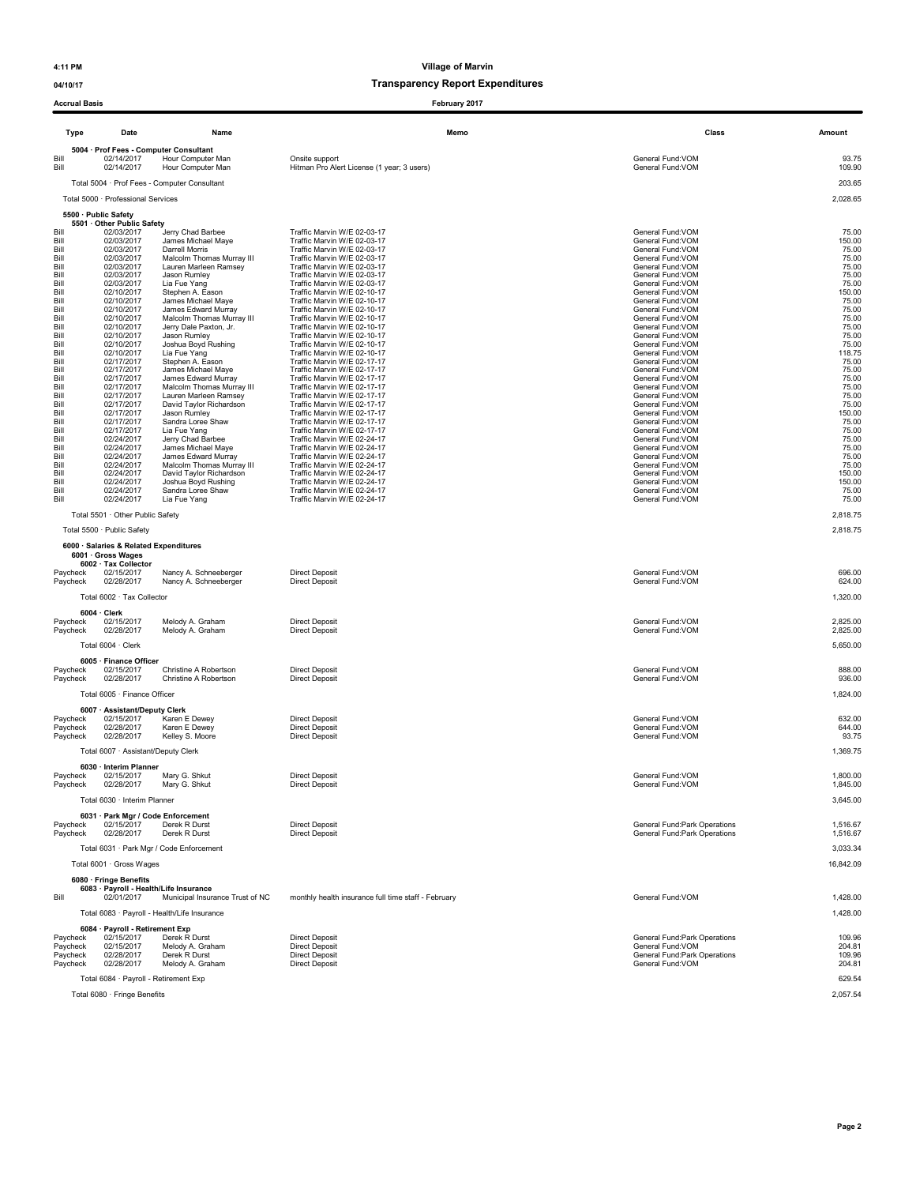**Village of Marvin**

**Transparency Report Expenditures**

**February 2017**

4:11 PM
04/10/17
Accrual Basis

| Type | Date | Name | Memo | Class | Amount |
|---|---|---|---|---|---|
| **5004 · Prof Fees - Computer Consultant** | | | | | |
| Bill | 02/14/2017 | Hour Computer Man | Onsite support | General Fund:VOM | 93.75 |
| Bill | 02/14/2017 | Hour Computer Man | Hitman Pro Alert License (1 year; 3 users) | General Fund:VOM | 109.90 |
| Total 5004 · Prof Fees - Computer Consultant | | | | | 203.65 |
| Total 5000 · Professional Services | | | | | 2,028.65 |
| **5500 · Public Safety** | | | | | |
| **5501 · Other Public Safety** | | | | | |
| Bill | 02/03/2017 | Jerry Chad Barbee | Traffic Marvin W/E 02-03-17 | General Fund:VOM | 75.00 |
| Bill | 02/03/2017 | James Michael Maye | Traffic Marvin W/E 02-03-17 | General Fund:VOM | 150.00 |
| Bill | 02/03/2017 | Darrell Morris | Traffic Marvin W/E 02-03-17 | General Fund:VOM | 75.00 |
| Bill | 02/03/2017 | Malcolm Thomas Murray III | Traffic Marvin W/E 02-03-17 | General Fund:VOM | 75.00 |
| Bill | 02/03/2017 | Lauren Marleen Ramsey | Traffic Marvin W/E 02-03-17 | General Fund:VOM | 75.00 |
| Bill | 02/03/2017 | Jason Rumley | Traffic Marvin W/E 02-03-17 | General Fund:VOM | 75.00 |
| Bill | 02/03/2017 | Lia Fue Yang | Traffic Marvin W/E 02-03-17 | General Fund:VOM | 75.00 |
| Bill | 02/10/2017 | Stephen A. Eason | Traffic Marvin W/E 02-10-17 | General Fund:VOM | 150.00 |
| Bill | 02/10/2017 | James Michael Maye | Traffic Marvin W/E 02-10-17 | General Fund:VOM | 75.00 |
| Bill | 02/10/2017 | James Edward Murray | Traffic Marvin W/E 02-10-17 | General Fund:VOM | 75.00 |
| Bill | 02/10/2017 | Malcolm Thomas Murray III | Traffic Marvin W/E 02-10-17 | General Fund:VOM | 75.00 |
| Bill | 02/10/2017 | Jerry Dale Paxton, Jr. | Traffic Marvin W/E 02-10-17 | General Fund:VOM | 75.00 |
| Bill | 02/10/2017 | Jason Rumley | Traffic Marvin W/E 02-10-17 | General Fund:VOM | 75.00 |
| Bill | 02/10/2017 | Joshua Boyd Rushing | Traffic Marvin W/E 02-10-17 | General Fund:VOM | 75.00 |
| Bill | 02/10/2017 | Lia Fue Yang | Traffic Marvin W/E 02-10-17 | General Fund:VOM | 118.75 |
| Bill | 02/17/2017 | Stephen A. Eason | Traffic Marvin W/E 02-17-17 | General Fund:VOM | 75.00 |
| Bill | 02/17/2017 | James Michael Maye | Traffic Marvin W/E 02-17-17 | General Fund:VOM | 75.00 |
| Bill | 02/17/2017 | James Edward Murray | Traffic Marvin W/E 02-17-17 | General Fund:VOM | 75.00 |
| Bill | 02/17/2017 | Malcolm Thomas Murray III | Traffic Marvin W/E 02-17-17 | General Fund:VOM | 75.00 |
| Bill | 02/17/2017 | Lauren Marleen Ramsey | Traffic Marvin W/E 02-17-17 | General Fund:VOM | 75.00 |
| Bill | 02/17/2017 | David Taylor Richardson | Traffic Marvin W/E 02-17-17 | General Fund:VOM | 75.00 |
| Bill | 02/17/2017 | Jason Rumley | Traffic Marvin W/E 02-17-17 | General Fund:VOM | 150.00 |
| Bill | 02/17/2017 | Sandra Loree Shaw | Traffic Marvin W/E 02-17-17 | General Fund:VOM | 75.00 |
| Bill | 02/17/2017 | Lia Fue Yang | Traffic Marvin W/E 02-17-17 | General Fund:VOM | 75.00 |
| Bill | 02/24/2017 | Jerry Chad Barbee | Traffic Marvin W/E 02-24-17 | General Fund:VOM | 75.00 |
| Bill | 02/24/2017 | James Michael Maye | Traffic Marvin W/E 02-24-17 | General Fund:VOM | 75.00 |
| Bill | 02/24/2017 | James Edward Murray | Traffic Marvin W/E 02-24-17 | General Fund:VOM | 75.00 |
| Bill | 02/24/2017 | Malcolm Thomas Murray III | Traffic Marvin W/E 02-24-17 | General Fund:VOM | 75.00 |
| Bill | 02/24/2017 | David Taylor Richardson | Traffic Marvin W/E 02-24-17 | General Fund:VOM | 150.00 |
| Bill | 02/24/2017 | Joshua Boyd Rushing | Traffic Marvin W/E 02-24-17 | General Fund:VOM | 150.00 |
| Bill | 02/24/2017 | Sandra Loree Shaw | Traffic Marvin W/E 02-24-17 | General Fund:VOM | 75.00 |
| Bill | 02/24/2017 | Lia Fue Yang | Traffic Marvin W/E 02-24-17 | General Fund:VOM | 75.00 |
| Total 5501 · Other Public Safety | | | | | 2,818.75 |
| Total 5500 · Public Safety | | | | | 2,818.75 |
| **6000 · Salaries & Related Expenditures** | | | | | |
| **6001 · Gross Wages** | | | | | |
| **6002 · Tax Collector** | | | | | |
| Paycheck | 02/15/2017 | Nancy A. Schneeberger | Direct Deposit | General Fund:VOM | 696.00 |
| Paycheck | 02/28/2017 | Nancy A. Schneeberger | Direct Deposit | General Fund:VOM | 624.00 |
| Total 6002 · Tax Collector | | | | | 1,320.00 |
| **6004 · Clerk** | | | | | |
| Paycheck | 02/15/2017 | Melody A. Graham | Direct Deposit | General Fund:VOM | 2,825.00 |
| Paycheck | 02/28/2017 | Melody A. Graham | Direct Deposit | General Fund:VOM | 2,825.00 |
| Total 6004 · Clerk | | | | | 5,650.00 |
| **6005 · Finance Officer** | | | | | |
| Paycheck | 02/15/2017 | Christine A Robertson | Direct Deposit | General Fund:VOM | 888.00 |
| Paycheck | 02/28/2017 | Christine A Robertson | Direct Deposit | General Fund:VOM | 936.00 |
| Total 6005 · Finance Officer | | | | | 1,824.00 |
| **6007 · Assistant/Deputy Clerk** | | | | | |
| Paycheck | 02/15/2017 | Karen E Dewey | Direct Deposit | General Fund:VOM | 632.00 |
| Paycheck | 02/28/2017 | Karen E Dewey | Direct Deposit | General Fund:VOM | 644.00 |
| Paycheck | 02/28/2017 | Kelley S. Moore | Direct Deposit | General Fund:VOM | 93.75 |
| Total 6007 · Assistant/Deputy Clerk | | | | | 1,369.75 |
| **6030 · Interim Planner** | | | | | |
| Paycheck | 02/15/2017 | Mary G. Shkut | Direct Deposit | General Fund:VOM | 1,800.00 |
| Paycheck | 02/28/2017 | Mary G. Shkut | Direct Deposit | General Fund:VOM | 1,845.00 |
| Total 6030 · Interim Planner | | | | | 3,645.00 |
| **6031 · Park Mgr / Code Enforcement** | | | | | |
| Paycheck | 02/15/2017 | Derek R Durst | Direct Deposit | General Fund:Park Operations | 1,516.67 |
| Paycheck | 02/28/2017 | Derek R Durst | Direct Deposit | General Fund:Park Operations | 1,516.67 |
| Total 6031 · Park Mgr / Code Enforcement | | | | | 3,033.34 |
| Total 6001 · Gross Wages | | | | | 16,842.09 |
| **6080 · Fringe Benefits** | | | | | |
| **6083 · Payroll - Health/Life Insurance** | | | | | |
| Bill | 02/01/2017 | Municipal Insurance Trust of NC | monthly health insurance full time staff - February | General Fund:VOM | 1,428.00 |
| Total 6083 · Payroll - Health/Life Insurance | | | | | 1,428.00 |
| **6084 · Payroll - Retirement Exp** | | | | | |
| Paycheck | 02/15/2017 | Derek R Durst | Direct Deposit | General Fund:Park Operations | 109.96 |
| Paycheck | 02/15/2017 | Melody A. Graham | Direct Deposit | General Fund:VOM | 204.81 |
| Paycheck | 02/28/2017 | Derek R Durst | Direct Deposit | General Fund:Park Operations | 109.96 |
| Paycheck | 02/28/2017 | Melody A. Graham | Direct Deposit | General Fund:VOM | 204.81 |
| Total 6084 · Payroll - Retirement Exp | | | | | 629.54 |
| Total 6080 · Fringe Benefits | | | | | 2,057.54 |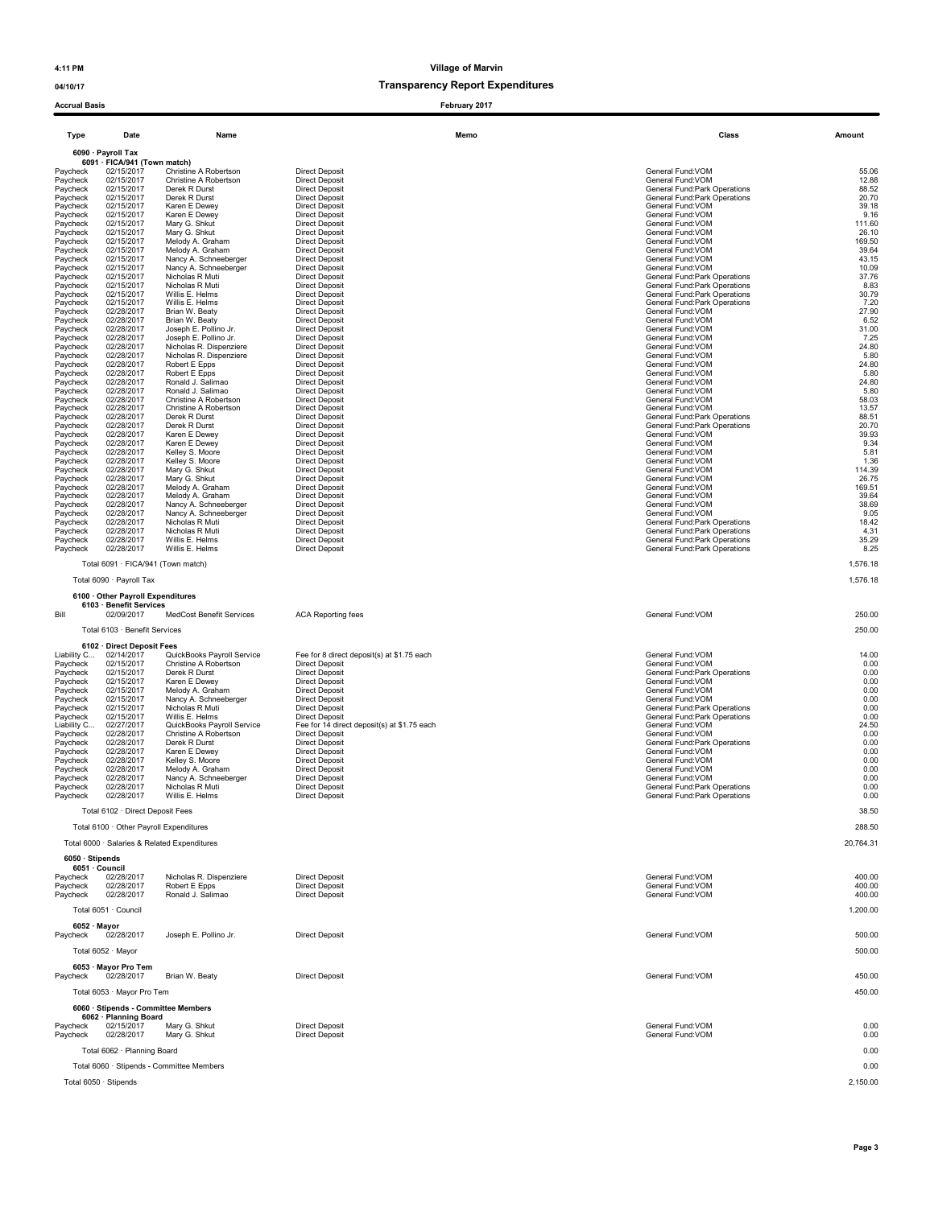# Village of Marvin

## Transparency Report Expenditures

**Accrual Basis** — February 2017

| Type | Date | Name | Memo | Class | Amount |
|---|---|---|---|---|---|
| **6090 · Payroll Tax** | | | | | |
| **6091 · FICA/941 (Town match)** | | | | | |
| Paycheck | 02/15/2017 | Christine A Robertson | Direct Deposit | General Fund:VOM | 55.06 |
| Paycheck | 02/15/2017 | Christine A Robertson | Direct Deposit | General Fund:VOM | 12.88 |
| Paycheck | 02/15/2017 | Derek R Durst | Direct Deposit | General Fund:Park Operations | 88.52 |
| Paycheck | 02/15/2017 | Derek R Durst | Direct Deposit | General Fund:Park Operations | 20.70 |
| Paycheck | 02/15/2017 | Karen E Dewey | Direct Deposit | General Fund:VOM | 39.18 |
| Paycheck | 02/15/2017 | Karen E Dewey | Direct Deposit | General Fund:VOM | 9.16 |
| Paycheck | 02/15/2017 | Mary G. Shkut | Direct Deposit | General Fund:VOM | 111.60 |
| Paycheck | 02/15/2017 | Mary G. Shkut | Direct Deposit | General Fund:VOM | 26.10 |
| Paycheck | 02/15/2017 | Melody A. Graham | Direct Deposit | General Fund:VOM | 169.50 |
| Paycheck | 02/15/2017 | Melody A. Graham | Direct Deposit | General Fund:VOM | 39.64 |
| Paycheck | 02/15/2017 | Nancy A. Schneeberger | Direct Deposit | General Fund:VOM | 43.15 |
| Paycheck | 02/15/2017 | Nancy A. Schneeberger | Direct Deposit | General Fund:VOM | 10.09 |
| Paycheck | 02/15/2017 | Nicholas R Muti | Direct Deposit | General Fund:Park Operations | 37.76 |
| Paycheck | 02/15/2017 | Nicholas R Muti | Direct Deposit | General Fund:Park Operations | 8.83 |
| Paycheck | 02/15/2017 | Willis E. Helms | Direct Deposit | General Fund:Park Operations | 30.79 |
| Paycheck | 02/15/2017 | Willis E. Helms | Direct Deposit | General Fund:Park Operations | 7.20 |
| Paycheck | 02/28/2017 | Brian W. Beaty | Direct Deposit | General Fund:VOM | 27.90 |
| Paycheck | 02/28/2017 | Brian W. Beaty | Direct Deposit | General Fund:VOM | 6.52 |
| Paycheck | 02/28/2017 | Joseph E. Pollino Jr. | Direct Deposit | General Fund:VOM | 31.00 |
| Paycheck | 02/28/2017 | Joseph E. Pollino Jr. | Direct Deposit | General Fund:VOM | 7.25 |
| Paycheck | 02/28/2017 | Nicholas R. Dispenziere | Direct Deposit | General Fund:VOM | 24.80 |
| Paycheck | 02/28/2017 | Nicholas R. Dispenziere | Direct Deposit | General Fund:VOM | 5.80 |
| Paycheck | 02/28/2017 | Robert E Epps | Direct Deposit | General Fund:VOM | 24.80 |
| Paycheck | 02/28/2017 | Robert E Epps | Direct Deposit | General Fund:VOM | 5.80 |
| Paycheck | 02/28/2017 | Ronald J. Salimao | Direct Deposit | General Fund:VOM | 24.80 |
| Paycheck | 02/28/2017 | Ronald J. Salimao | Direct Deposit | General Fund:VOM | 5.80 |
| Paycheck | 02/28/2017 | Christine A Robertson | Direct Deposit | General Fund:VOM | 58.03 |
| Paycheck | 02/28/2017 | Christine A Robertson | Direct Deposit | General Fund:VOM | 13.57 |
| Paycheck | 02/28/2017 | Derek R Durst | Direct Deposit | General Fund:Park Operations | 88.51 |
| Paycheck | 02/28/2017 | Derek R Durst | Direct Deposit | General Fund:Park Operations | 20.70 |
| Paycheck | 02/28/2017 | Karen E Dewey | Direct Deposit | General Fund:VOM | 39.93 |
| Paycheck | 02/28/2017 | Karen E Dewey | Direct Deposit | General Fund:VOM | 9.34 |
| Paycheck | 02/28/2017 | Kelley S. Moore | Direct Deposit | General Fund:VOM | 5.81 |
| Paycheck | 02/28/2017 | Kelley S. Moore | Direct Deposit | General Fund:VOM | 1.36 |
| Paycheck | 02/28/2017 | Mary G. Shkut | Direct Deposit | General Fund:VOM | 114.39 |
| Paycheck | 02/28/2017 | Mary G. Shkut | Direct Deposit | General Fund:VOM | 26.75 |
| Paycheck | 02/28/2017 | Melody A. Graham | Direct Deposit | General Fund:VOM | 169.51 |
| Paycheck | 02/28/2017 | Melody A. Graham | Direct Deposit | General Fund:VOM | 39.64 |
| Paycheck | 02/28/2017 | Nancy A. Schneeberger | Direct Deposit | General Fund:VOM | 38.69 |
| Paycheck | 02/28/2017 | Nancy A. Schneeberger | Direct Deposit | General Fund:VOM | 9.05 |
| Paycheck | 02/28/2017 | Nicholas R Muti | Direct Deposit | General Fund:Park Operations | 18.42 |
| Paycheck | 02/28/2017 | Nicholas R Muti | Direct Deposit | General Fund:Park Operations | 4.31 |
| Paycheck | 02/28/2017 | Willis E. Helms | Direct Deposit | General Fund:Park Operations | 35.29 |
| Paycheck | 02/28/2017 | Willis E. Helms | Direct Deposit | General Fund:Park Operations | 8.25 |
| Total 6091 · FICA/941 (Town match) | | | | | 1,576.18 |
| Total 6090 · Payroll Tax | | | | | 1,576.18 |
| **6100 · Other Payroll Expenditures** | | | | | |
| **6103 · Benefit Services** | | | | | |
| Bill | 02/09/2017 | MedCost Benefit Services | ACA Reporting fees | General Fund:VOM | 250.00 |
| Total 6103 · Benefit Services | | | | | 250.00 |
| **6102 · Direct Deposit Fees** | | | | | |
| Liability C... | 02/14/2017 | QuickBooks Payroll Service | Fee for 8 direct deposit(s) at $1.75 each | General Fund:VOM | 14.00 |
| Paycheck | 02/15/2017 | Christine A Robertson | Direct Deposit | General Fund:VOM | 0.00 |
| Paycheck | 02/15/2017 | Derek R Durst | Direct Deposit | General Fund:Park Operations | 0.00 |
| Paycheck | 02/15/2017 | Karen E Dewey | Direct Deposit | General Fund:VOM | 0.00 |
| Paycheck | 02/15/2017 | Melody A. Graham | Direct Deposit | General Fund:VOM | 0.00 |
| Paycheck | 02/15/2017 | Nancy A. Schneeberger | Direct Deposit | General Fund:VOM | 0.00 |
| Paycheck | 02/15/2017 | Nicholas R Muti | Direct Deposit | General Fund:Park Operations | 0.00 |
| Paycheck | 02/15/2017 | Willis E. Helms | Direct Deposit | General Fund:Park Operations | 0.00 |
| Liability C... | 02/27/2017 | QuickBooks Payroll Service | Fee for 14 direct deposit(s) at $1.75 each | General Fund:VOM | 24.50 |
| Paycheck | 02/28/2017 | Christine A Robertson | Direct Deposit | General Fund:VOM | 0.00 |
| Paycheck | 02/28/2017 | Derek R Durst | Direct Deposit | General Fund:Park Operations | 0.00 |
| Paycheck | 02/28/2017 | Karen E Dewey | Direct Deposit | General Fund:VOM | 0.00 |
| Paycheck | 02/28/2017 | Kelley S. Moore | Direct Deposit | General Fund:VOM | 0.00 |
| Paycheck | 02/28/2017 | Melody A. Graham | Direct Deposit | General Fund:VOM | 0.00 |
| Paycheck | 02/28/2017 | Nancy A. Schneeberger | Direct Deposit | General Fund:VOM | 0.00 |
| Paycheck | 02/28/2017 | Nicholas R Muti | Direct Deposit | General Fund:Park Operations | 0.00 |
| Paycheck | 02/28/2017 | Willis E. Helms | Direct Deposit | General Fund:Park Operations | 0.00 |
| Total 6102 · Direct Deposit Fees | | | | | 38.50 |
| Total 6100 · Other Payroll Expenditures | | | | | 288.50 |
| Total 6000 · Salaries & Related Expenditures | | | | | 20,764.31 |
| **6050 · Stipends** | | | | | |
| **6051 · Council** | | | | | |
| Paycheck | 02/28/2017 | Nicholas R. Dispenziere | Direct Deposit | General Fund:VOM | 400.00 |
| Paycheck | 02/28/2017 | Robert E Epps | Direct Deposit | General Fund:VOM | 400.00 |
| Paycheck | 02/28/2017 | Ronald J. Salimao | Direct Deposit | General Fund:VOM | 400.00 |
| Total 6051 · Council | | | | | 1,200.00 |
| **6052 · Mayor** | | | | | |
| Paycheck | 02/28/2017 | Joseph E. Pollino Jr. | Direct Deposit | General Fund:VOM | 500.00 |
| Total 6052 · Mayor | | | | | 500.00 |
| **6053 · Mayor Pro Tem** | | | | | |
| Paycheck | 02/28/2017 | Brian W. Beaty | Direct Deposit | General Fund:VOM | 450.00 |
| Total 6053 · Mayor Pro Tem | | | | | 450.00 |
| **6060 · Stipends - Committee Members** | | | | | |
| **6062 · Planning Board** | | | | | |
| Paycheck | 02/15/2017 | Mary G. Shkut | Direct Deposit | General Fund:VOM | 0.00 |
| Paycheck | 02/28/2017 | Mary G. Shkut | Direct Deposit | General Fund:VOM | 0.00 |
| Total 6062 · Planning Board | | | | | 0.00 |
| Total 6060 · Stipends - Committee Members | | | | | 0.00 |
| Total 6050 · Stipends | | | | | 2,150.00 |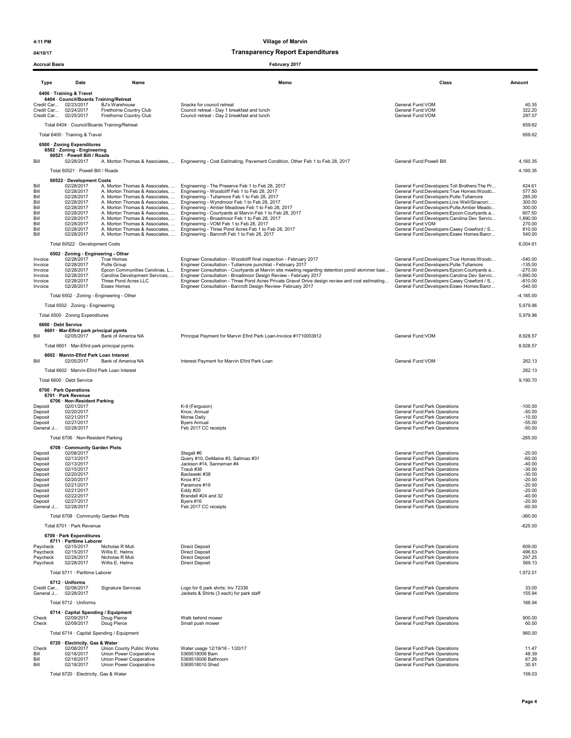4:11 PM **Village of Marvin**

04/10/17 **Transparency Report Expenditures**

**Accrual Basis** **February 2017**

| Type | Date | Name | Memo | Class | Amount |
|---|---|---|---|---|---|
| **6400 · Training & Travel** | | | | | |
| **6404 · Council/Boards Training/Retreat** | | | | | |
| Credit Car... | 02/23/2017 | BJ's Warehouse | Snacks for council retreat | General Fund:VOM | 40.35 |
| Credit Car... | 02/24/2017 | Firethorne Country Club | Council retreat - Day 1 breakfast and lunch | General Fund:VOM | 322.20 |
| Credit Car... | 02/25/2017 | Firethorne Country Club | Council retreat - Day 2 breakfast and lunch | General Fund:VOM | 297.07 |
| Total 6404 · Council/Boards Training/Retreat | | | | | 659.62 |
| Total 6400 · Training & Travel | | | | | 659.62 |
| **6500 · Zoning Expenditures** | | | | | |
| **6502 · Zoning - Engineering** | | | | | |
| **60521 · Powell Bill / Roads** | | | | | |
| Bill | 02/28/2017 | A. Morton Thomas & Associates, ... | Engineering - Cost Estimating, Pavement Condition, Other Feb 1 to Feb 28, 2017 | General Fund:Powell Bill | 4,160.35 |
| Total 60521 · Powell Bill / Roads | | | | | 4,160.35 |
| **60522 · Development Costs** | | | | | |
| Bill | 02/28/2017 | A. Morton Thomas & Associates, ... | Engineering - The Preserve Feb 1 to Feb 28, 2017 | General Fund:Developers:Toll Brothers:The Pr... | 424.61 |
| Bill | 02/28/2017 | A. Morton Thomas & Associates, ... | Engineering - Woodcliff Feb 1 to Feb 28, 2017 | General Fund:Developers:True Homes:Woodc... | 577.50 |
| Bill | 02/28/2017 | A. Morton Thomas & Associates, ... | Engineering - Tullamore Feb 1 to Feb 28, 2017 | General Fund:Developers:Pulte:Tullamore | 285.00 |
| Bill | 02/28/2017 | A. Morton Thomas & Associates, ... | Engineering - Wyndmoor Feb 1 to Feb 28, 2017 | General Fund:Developers:Live Well/Sinacori:... | 300.00 |
| Bill | 02/28/2017 | A. Morton Thomas & Associates, ... | Engineering - Amber Meadows Feb 1 to Feb 28, 2017 | General Fund:Developers:Pulte:Amber Meado... | 300.00 |
| Bill | 02/28/2017 | A. Morton Thomas & Associates, ... | Engineering - Courtyards at Marvin Feb 1 to Feb 28, 2017 | General Fund:Developers:Epcon:Courtyards a... | 607.50 |
| Bill | 02/28/2017 | A. Morton Thomas & Associates, ... | Engineering - Broadmoor Feb 1 to Feb 28, 2017 | General Fund:Developers:Carolina Dev Servic... | 1,890.00 |
| Bill | 02/28/2017 | A. Morton Thomas & Associates, ... | Engineering - VOM Feb 1 to Feb 28, 2017 | General Fund:VOM | 270.00 |
| Bill | 02/28/2017 | A. Morton Thomas & Associates, ... | Engineering - Three Pond Acres Feb 1 to Feb 28, 2017 | General Fund:Developers:Casey Crawford / S... | 810.00 |
| Bill | 02/28/2017 | A. Morton Thomas & Associates, ... | Engineering - Barcroft Feb 1 to Feb 28, 2017 | General Fund:Developers:Essex Homes:Barcr... | 540.00 |
| Total 60522 · Development Costs | | | | | 6,004.61 |
| **6502 · Zoning - Engineering - Other** | | | | | |
| Invoice | 02/28/2017 | True Homes | Engineer Consultation - Woodcliff final inspection - February 2017 | General Fund:Developers:True Homes:Woodc... | -540.00 |
| Invoice | 02/28/2017 | Pulte Group | Engineer Consultation - Tullamore punchlist - February 2017 | General Fund:Developers:Pulte:Tullamore | -135.00 |
| Invoice | 02/28/2017 | Epcon Communities Carolinas, L... | Engineer Consultation - Courtyards at Marvin site meeting regarding detention pond/ skimmer basi... | General Fund:Developers:Epcon:Courtyards a... | -270.00 |
| Invoice | 02/28/2017 | Carolina Development Services, ... | Engineer Consultation - Broadmoor Design Review - February 2017 | General Fund:Developers:Carolina Dev Servic... | -1,890.00 |
| Invoice | 02/28/2017 | Three Pond Acres LLC | Engineer Consultation - Three Pond Acres Private Gravel Drive design review and cost estimating... | General Fund:Developers:Casey Crawford / S... | -810.00 |
| Invoice | 02/28/2017 | Essex Homes | Engineer Consultation - Barcroft Design Review- February 2017 | General Fund:Developers:Essex Homes:Barcr... | -540.00 |
| Total 6502 · Zoning - Engineering - Other | | | | | -4,185.00 |
| Total 6502 · Zoning - Engineering | | | | | 5,979.96 |
| Total 6500 · Zoning Expenditures | | | | | 5,979.96 |
| **6600 · Debt Service** | | | | | |
| **6601 · Mar-Efird park principal pymts** | | | | | |
| Bill | 02/05/2017 | Bank of America NA | Principal Payment for Marvin Efird Park Loan-Invoice #1710003912 | General Fund:VOM | 8,928.57 |
| Total 6601 · Mar-Efird park principal pymts | | | | | 8,928.57 |
| **6602 · Marvin-Efird Park Loan Interest** | | | | | |
| Bill | 02/05/2017 | Bank of America NA | Interest Payment for Marvin Efird Park Loan | General Fund:VOM | 262.13 |
| Total 6602 · Marvin-Efird Park Loan Interest | | | | | 262.13 |
| Total 6600 · Debt Service | | | | | 9,190.70 |
| **6700 · Park Operations** | | | | | |
| **6701 · Park Revenue** | | | | | |
| **6706 · Non-Resident Parking** | | | | | |
| Deposit | 02/01/2017 | | K-9 (Ferguson) | General Fund:Park Operations | -100.00 |
| Deposit | 02/20/2017 | | Knox; Annual | General Fund:Park Operations | -50.00 |
| Deposit | 02/21/2017 | | Morse Daily | General Fund:Park Operations | -10.00 |
| Deposit | 02/27/2017 | | Byers Annual | General Fund:Park Operations | -55.00 |
| General J... | 02/28/2017 | | Feb 2017 CC receipts | General Fund:Park Operations | -50.00 |
| Total 6706 · Non-Resident Parking | | | | | -265.00 |
| **6708 · Community Garden Plots** | | | | | |
| Deposit | 02/08/2017 | | Stegall #6 | General Fund:Park Operations | -20.00 |
| Deposit | 02/13/2017 | | Query #10, DeMaine #3, Salimao #31 | General Fund:Park Operations | -60.00 |
| Deposit | 02/13/2017 | | Jackson #14, Sanneman #4 | General Fund:Park Operations | -40.00 |
| Deposit | 02/15/2017 | | Traub #36 | General Fund:Park Operations | -30.00 |
| Deposit | 02/20/2017 | | Baclawski #38 | General Fund:Park Operations | -30.00 |
| Deposit | 02/20/2017 | | Knox #12 | General Fund:Park Operations | -20.00 |
| Deposit | 02/21/2017 | | Paramore #19 | General Fund:Park Operations | -20.00 |
| Deposit | 02/21/2017 | | Eddy #20 | General Fund:Park Operations | -20.00 |
| Deposit | 02/22/2017 | | Brandell #24 and 32 | General Fund:Park Operations | -40.00 |
| Deposit | 02/27/2017 | | Byers #16 | General Fund:Park Operations | -20.00 |
| General J... | 02/28/2017 | | Feb 2017 CC receipts | General Fund:Park Operations | -60.00 |
| Total 6708 · Community Garden Plots | | | | | -360.00 |
| Total 6701 · Park Revenue | | | | | -625.00 |
| **6709 · Park Expenditures** | | | | | |
| **6711 · Parttime Laborer** | | | | | |
| Paycheck | 02/15/2017 | Nicholas R Muti | Direct Deposit | General Fund:Park Operations | 609.00 |
| Paycheck | 02/15/2017 | Willis E. Helms | Direct Deposit | General Fund:Park Operations | 496.63 |
| Paycheck | 02/28/2017 | Nicholas R Muti | Direct Deposit | General Fund:Park Operations | 297.25 |
| Paycheck | 02/28/2017 | Willis E. Helms | Direct Deposit | General Fund:Park Operations | 569.13 |
| Total 6711 · Parttime Laborer | | | | | 1,972.01 |
| **6712 · Uniforms** | | | | | |
| Credit Car... | 02/06/2017 | Signature Services | Logo for 6 park shirts; Inv 72336 | General Fund:Park Operations | 33.00 |
| General J... | 02/28/2017 | | Jackets & Shirts (3 each) for park staff | General Fund:Park Operations | 155.94 |
| Total 6712 · Uniforms | | | | | 188.94 |
| **6714 · Capital Spending / Equipment** | | | | | |
| Check | 02/09/2017 | Doug Pierce | Walk behind mower | General Fund:Park Operations | 900.00 |
| Check | 02/09/2017 | Doug Pierce | Small push mower | General Fund:Park Operations | 60.00 |
| Total 6714 · Capital Spending / Equipment | | | | | 960.00 |
| **6720 · Electricity, Gas & Water** | | | | | |
| Check | 02/08/2017 | Union County Public Works | Water usage 12/19/16 - 1/20/17 | General Fund:Park Operations | 11.47 |
| Bill | 02/18/2017 | Union Power Cooperative | 5369518008 Barn | General Fund:Park Operations | 48.39 |
| Bill | 02/18/2017 | Union Power Cooperative | 5369518006 Bathroom | General Fund:Park Operations | 67.26 |
| Bill | 02/18/2017 | Union Power Cooperative | 5369518010 Shed | General Fund:Park Operations | 30.91 |
| Total 6720 · Electricity, Gas & Water | | | | | 158.03 |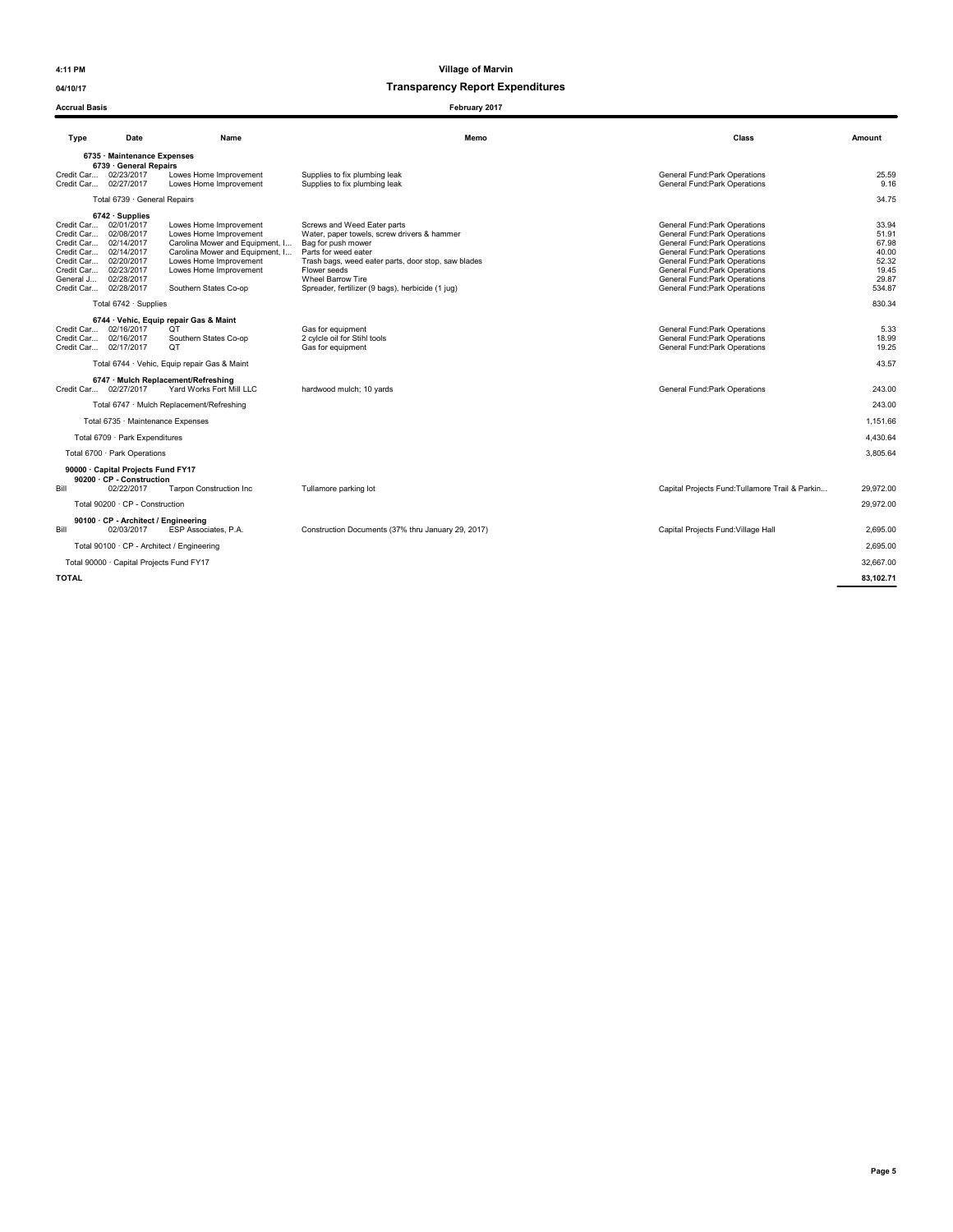**Village of Marvin**

**Transparency Report Expenditures**

**February 2017**

4:11 PM
04/10/17
Accrual Basis

| Type | Date | Name | Memo | Class | Amount |
|---|---|---|---|---|---|
| **6735 · Maintenance Expenses** | | | | | |
| **6739 · General Repairs** | | | | | |
| Credit Car... | 02/23/2017 | Lowes Home Improvement | Supplies to fix plumbing leak | General Fund:Park Operations | 25.59 |
| Credit Car... | 02/27/2017 | Lowes Home Improvement | Supplies to fix plumbing leak | General Fund:Park Operations | 9.16 |
| Total 6739 · General Repairs | | | | | 34.75 |
| **6742 · Supplies** | | | | | |
| Credit Car... | 02/01/2017 | Lowes Home Improvement | Screws and Weed Eater parts | General Fund:Park Operations | 33.94 |
| Credit Car... | 02/08/2017 | Lowes Home Improvement | Water, paper towels, screw drivers & hammer | General Fund:Park Operations | 51.91 |
| Credit Car... | 02/14/2017 | Carolina Mower and Equipment, I... | Bag for push mower | General Fund:Park Operations | 67.98 |
| Credit Car... | 02/14/2017 | Carolina Mower and Equipment, I... | Parts for weed eater | General Fund:Park Operations | 40.00 |
| Credit Car... | 02/20/2017 | Lowes Home Improvement | Trash bags, weed eater parts, door stop, saw blades | General Fund:Park Operations | 52.32 |
| Credit Car... | 02/23/2017 | Lowes Home Improvement | Flower seeds | General Fund:Park Operations | 19.45 |
| General J... | 02/28/2017 | | Wheel Barrow Tire | General Fund:Park Operations | 29.87 |
| Credit Car... | 02/28/2017 | Southern States Co-op | Spreader, fertilizer (9 bags), herbicide (1 jug) | General Fund:Park Operations | 534.87 |
| Total 6742 · Supplies | | | | | 830.34 |
| **6744 · Vehic, Equip repair Gas & Maint** | | | | | |
| Credit Car... | 02/16/2017 | QT | Gas for equipment | General Fund:Park Operations | 5.33 |
| Credit Car... | 02/16/2017 | Southern States Co-op | 2 cylcle oil for Stihl tools | General Fund:Park Operations | 18.99 |
| Credit Car... | 02/17/2017 | QT | Gas for equipment | General Fund:Park Operations | 19.25 |
| Total 6744 · Vehic, Equip repair Gas & Maint | | | | | 43.57 |
| **6747 · Mulch Replacement/Refreshing** | | | | | |
| Credit Car... | 02/27/2017 | Yard Works Fort Mill LLC | hardwood mulch; 10 yards | General Fund:Park Operations | 243.00 |
| Total 6747 · Mulch Replacement/Refreshing | | | | | 243.00 |
| Total 6735 · Maintenance Expenses | | | | | 1,151.66 |
| Total 6709 · Park Expenditures | | | | | 4,430.64 |
| Total 6700 · Park Operations | | | | | 3,805.64 |
| **90000 · Capital Projects Fund FY17** | | | | | |
| **90200 · CP - Construction** | | | | | |
| Bill | 02/22/2017 | Tarpon Construction Inc | Tullamore parking lot | Capital Projects Fund:Tullamore Trail & Parkin... | 29,972.00 |
| Total 90200 · CP - Construction | | | | | 29,972.00 |
| **90100 · CP - Architect / Engineering** | | | | | |
| Bill | 02/03/2017 | ESP Associates, P.A. | Construction Documents (37% thru January 29, 2017) | Capital Projects Fund:Village Hall | 2,695.00 |
| Total 90100 · CP - Architect / Engineering | | | | | 2,695.00 |
| Total 90000 · Capital Projects Fund FY17 | | | | | 32,667.00 |
| **TOTAL** | | | | | **83,102.71** |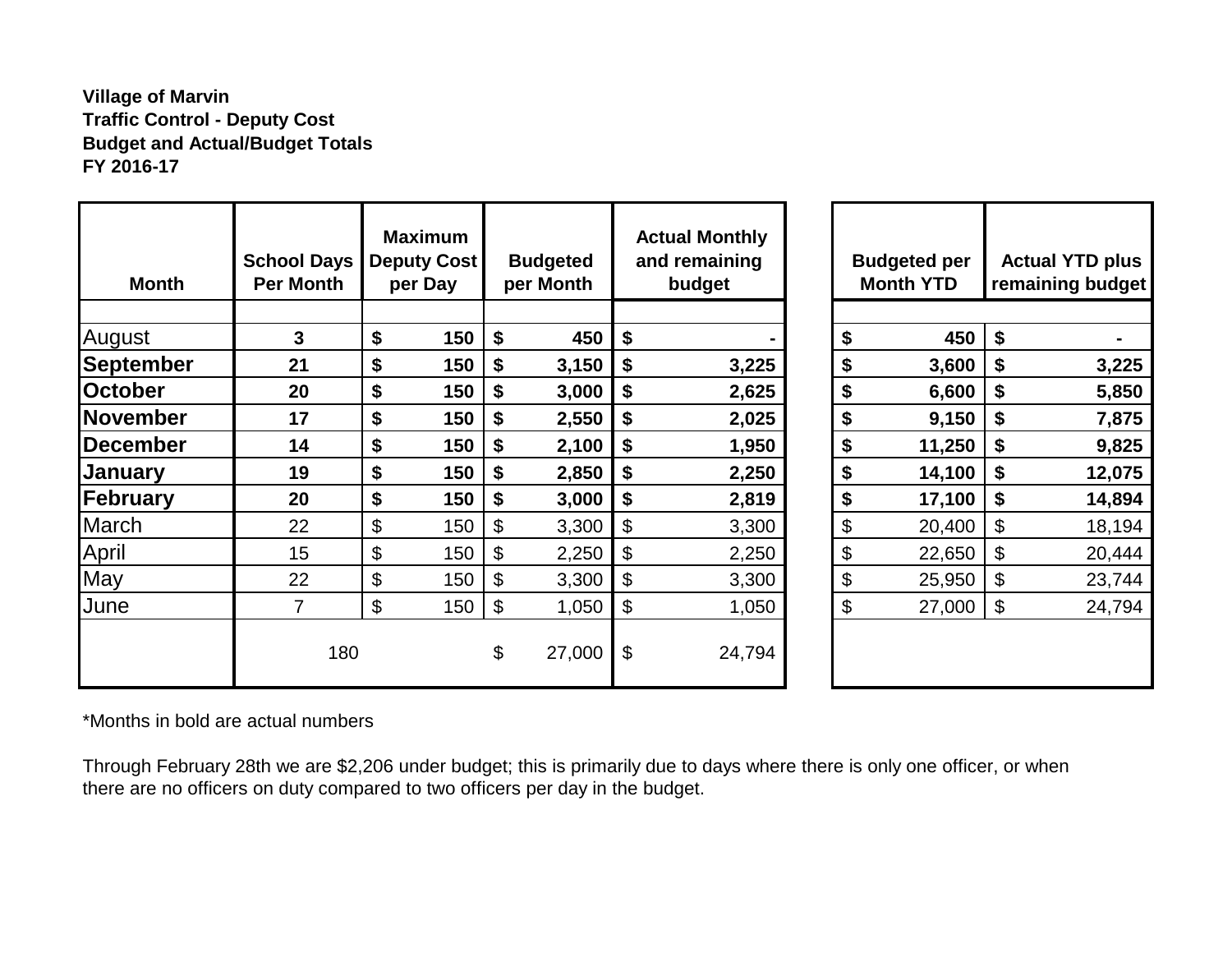**Village of Marvin**
**Traffic Control - Deputy Cost**
**Budget and Actual/Budget Totals**
**FY 2016-17**

| Month | School Days Per Month | Maximum Deputy Cost per Day | Budgeted per Month | Actual Monthly and remaining budget | Budgeted per Month YTD | Actual YTD plus remaining budget |
|---|---|---|---|---|---|---|
| August | **3** | **$ 150** | **$ 450** | **$ -** | **$ 450** | **$ -** |
| **September** | **21** | **$ 150** | **$ 3,150** | **$ 3,225** | **$ 3,600** | **$ 3,225** |
| **October** | **20** | **$ 150** | **$ 3,000** | **$ 2,625** | **$ 6,600** | **$ 5,850** |
| **November** | **17** | **$ 150** | **$ 2,550** | **$ 2,025** | **$ 9,150** | **$ 7,875** |
| **December** | **14** | **$ 150** | **$ 2,100** | **$ 1,950** | **$ 11,250** | **$ 9,825** |
| **January** | **19** | **$ 150** | **$ 2,850** | **$ 2,250** | **$ 14,100** | **$ 12,075** |
| **February** | **20** | **$ 150** | **$ 3,000** | **$ 2,819** | **$ 17,100** | **$ 14,894** |
| March | 22 | $ 150 | $ 3,300 | $ 3,300 | $ 20,400 | $ 18,194 |
| April | 15 | $ 150 | $ 2,250 | $ 2,250 | $ 22,650 | $ 20,444 |
| May | 22 | $ 150 | $ 3,300 | $ 3,300 | $ 25,950 | $ 23,744 |
| June | 7 | $ 150 | $ 1,050 | $ 1,050 | $ 27,000 | $ 24,794 |
| | 180 | | $ 27,000 | $ 24,794 | | |

*Months in bold are actual numbers

Through February 28th we are $2,206 under budget; this is primarily due to days where there is only one officer, or when there are no officers on duty compared to two officers per day in the budget.